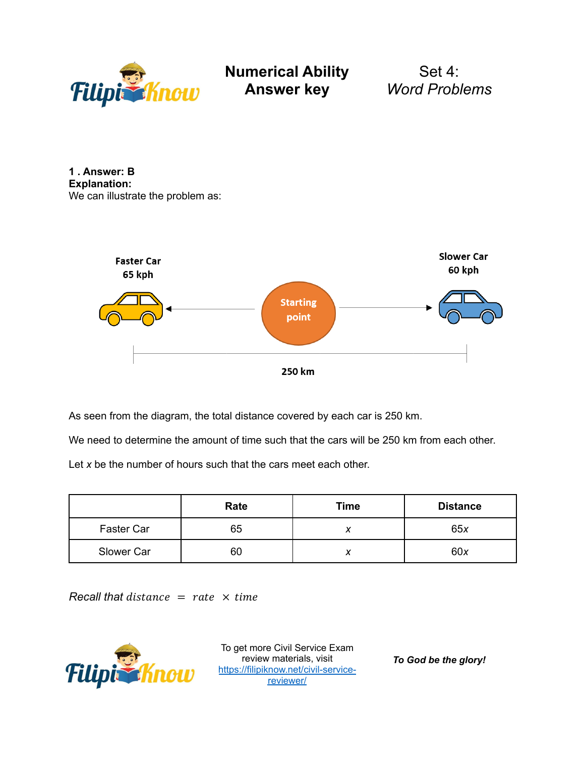# Numerical Ability Answer key

## Set 4: *Word Problems*

**1 . Answer: B**
**Explanation:**
We can illustrate the problem as:

Faster Car
65 kph

Starting point

Slower Car
60 kph

250 km

As seen from the diagram, the total distance covered by each car is 250 km.

We need to determine the amount of time such that the cars will be 250 km from each other.

Let $x$ be the number of hours such that the cars meet each other.

| | Rate | Time | Distance |
|---|---|---|---|
| Faster Car | 65 | $x$ | $65x$ |
| Slower Car | 60 | $x$ | $60x$ |

*Recall that* $distance = rate \times time$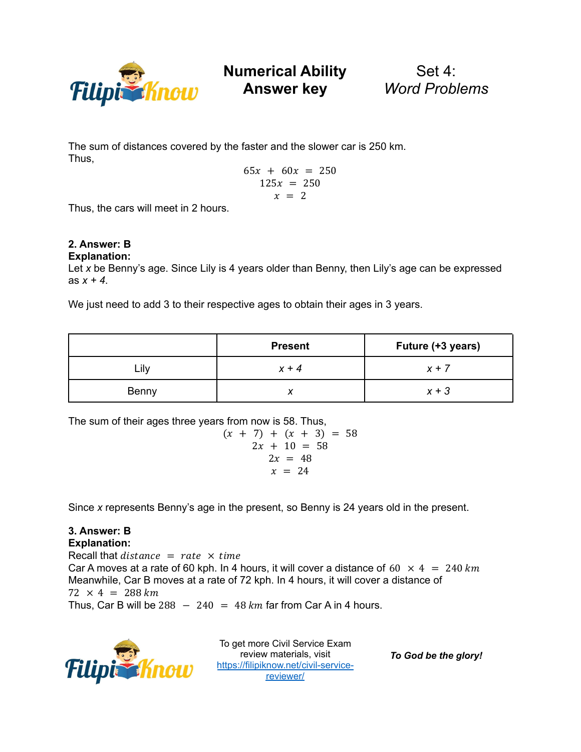The sum of distances covered by the faster and the slower car is 250 km.
Thus,

$$65x + 60x = 250$$
$$125x = 250$$
$$x = 2$$

Thus, the cars will meet in 2 hours.

**2. Answer: B**
**Explanation:**
Let *x* be Benny's age. Since Lily is 4 years older than Benny, then Lily's age can be expressed as $x + 4$.

We just need to add 3 to their respective ages to obtain their ages in 3 years.

| | **Present** | **Future (+3 years)** |
|---|---|---|
| Lily | $x + 4$ | $x + 7$ |
| Benny | $x$ | $x + 3$ |

The sum of their ages three years from now is 58. Thus,

$$(x + 7) + (x + 3) = 58$$
$$2x + 10 = 58$$
$$2x = 48$$
$$x = 24$$

Since *x* represents Benny's age in the present, so Benny is 24 years old in the present.

**3. Answer: B**
**Explanation:**
Recall that $distance = rate \times time$
Car A moves at a rate of 60 kph. In 4 hours, it will cover a distance of $60 \times 4 = 240\ km$
Meanwhile, Car B moves at a rate of 72 kph. In 4 hours, it will cover a distance of $72 \times 4 = 288\ km$
Thus, Car B will be $288 - 240 = 48\ km$ far from Car A in 4 hours.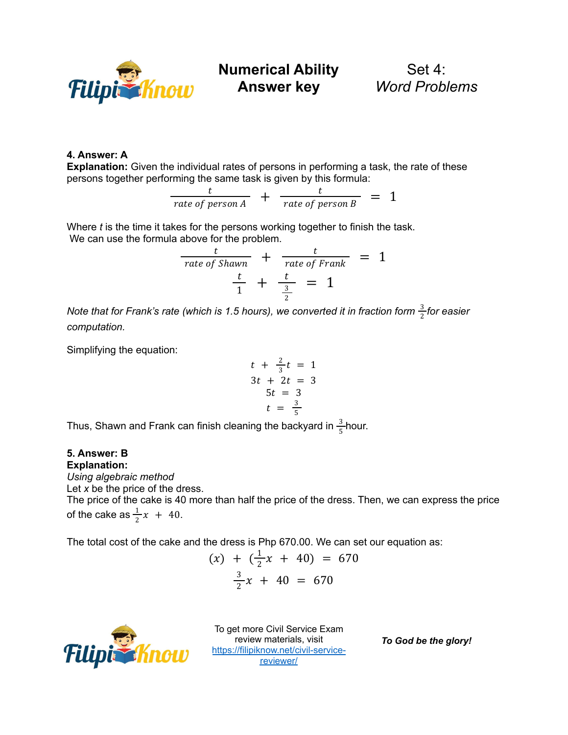**4. Answer: A**

**Explanation:** Given the individual rates of persons in performing a task, the rate of these persons together performing the same task is given by this formula:

$$\frac{t}{rate\ of\ person\ A} + \frac{t}{rate\ of\ person\ B} = 1$$

Where *t* is the time it takes for the persons working together to finish the task.

We can use the formula above for the problem.

$$\frac{t}{rate\ of\ Shawn} + \frac{t}{rate\ of\ Frank} = 1$$

$$\frac{t}{1} + \frac{t}{\frac{3}{2}} = 1$$

*Note that for Frank's rate (which is 1.5 hours), we converted it in fraction form* $\frac{3}{2}$ *for easier computation.*

Simplifying the equation:

$$t + \frac{2}{3}t = 1$$

$$3t + 2t = 3$$

$$5t = 3$$

$$t = \frac{3}{5}$$

Thus, Shawn and Frank can finish cleaning the backyard in $\frac{3}{5}$ hour.

**5. Answer: B**

**Explanation:**

*Using algebraic method*

Let *x* be the price of the dress.

The price of the cake is 40 more than half the price of the dress. Then, we can express the price of the cake as $\frac{1}{2}x + 40$.

The total cost of the cake and the dress is Php 670.00. We can set our equation as:

$$(x) + (\frac{1}{2}x + 40) = 670$$

$$\frac{3}{2}x + 40 = 670$$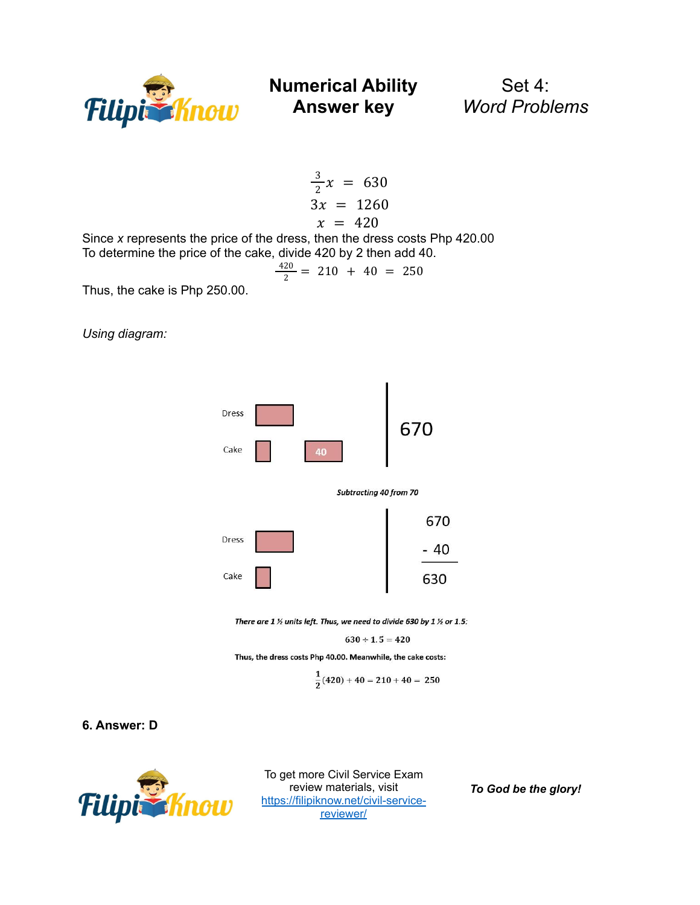$$\frac{3}{2}x = 630$$
$$3x = 1260$$
$$x = 420$$

Since $x$ represents the price of the dress, then the dress costs Php 420.00
To determine the price of the cake, divide 420 by 2 then add 40.

$$\frac{420}{2} = 210 + 40 = 250$$

Thus, the cake is Php 250.00.

*Using diagram:*

Dress

Cake

40

670

***Subtracting 40 from 70***

Dress

Cake

670

\- 40

630

***There are 1 ½ units left. Thus, we need to divide 630 by 1 ½ or 1.5:***

$$630 \div 1.5 = 420$$

**Thus, the dress costs Php 40.00. Meanwhile, the cake costs:**

$$\frac{1}{2}(420) + 40 = 210 + 40 = 250$$

**6. Answer: D**

To get more Civil Service Exam review materials, visit https://filipiknow.net/civil-service-reviewer/

***To God be the glory!***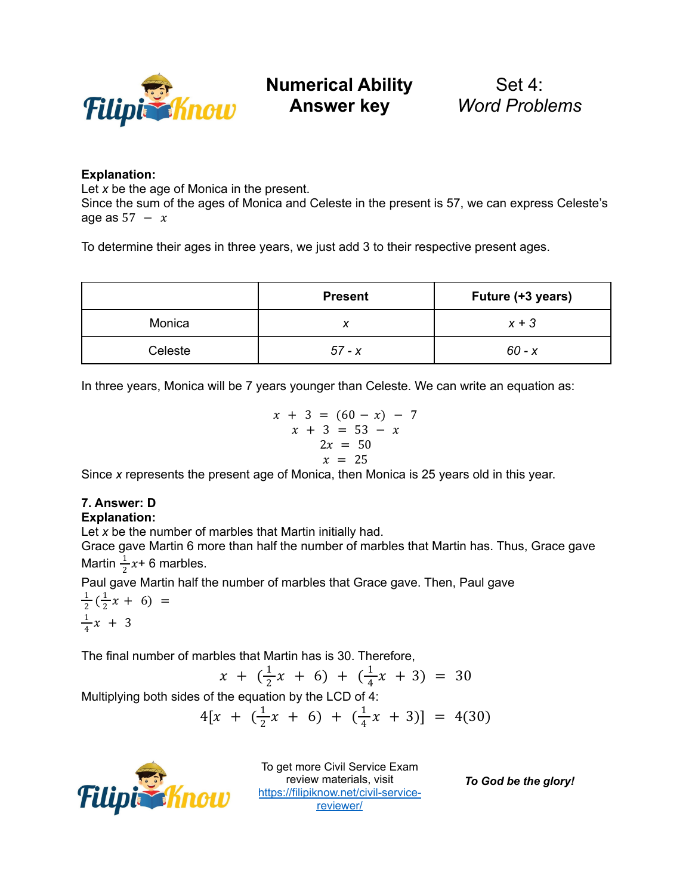**Explanation:**
Let $x$ be the age of Monica in the present.
Since the sum of the ages of Monica and Celeste in the present is 57, we can express Celeste's age as $57 - x$

To determine their ages in three years, we just add 3 to their respective present ages.

| | Present | Future (+3 years) |
|---|---|---|
| Monica | $x$ | $x + 3$ |
| Celeste | $57 - x$ | $60 - x$ |

In three years, Monica will be 7 years younger than Celeste. We can write an equation as:

$$x + 3 = (60 - x) - 7$$
$$x + 3 = 53 - x$$
$$2x = 50$$
$$x = 25$$

Since $x$ represents the present age of Monica, then Monica is 25 years old in this year.

**7. Answer: D**
**Explanation:**
Let $x$ be the number of marbles that Martin initially had.
Grace gave Martin 6 more than half the number of marbles that Martin has. Thus, Grace gave Martin $\frac{1}{2}x + 6$ marbles.
Paul gave Martin half the number of marbles that Grace gave. Then, Paul gave
$\frac{1}{2}(\frac{1}{2}x + 6) =$
$\frac{1}{4}x + 3$

The final number of marbles that Martin has is 30. Therefore,

$$x + (\tfrac{1}{2}x + 6) + (\tfrac{1}{4}x + 3) = 30$$

Multiplying both sides of the equation by the LCD of 4:

$$4[x + (\tfrac{1}{2}x + 6) + (\tfrac{1}{4}x + 3)] = 4(30)$$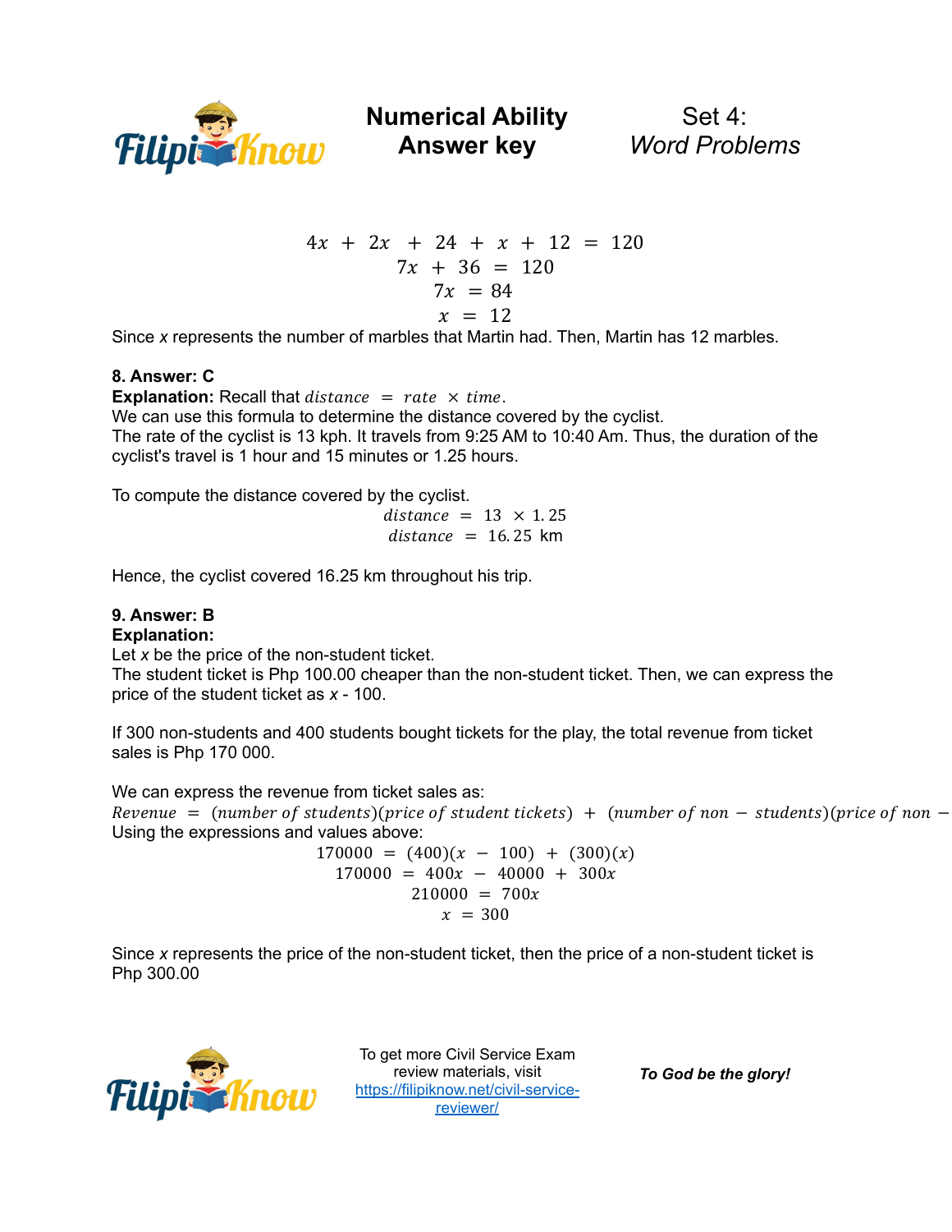$$4x + 2x + 24 + x + 12 = 120$$
$$7x + 36 = 120$$
$$7x = 84$$
$$x = 12$$

Since *x* represents the number of marbles that Martin had. Then, Martin has 12 marbles.

**8. Answer: C**

**Explanation:** Recall that $distance = rate \times time$.
We can use this formula to determine the distance covered by the cyclist.
The rate of the cyclist is 13 kph. It travels from 9:25 AM to 10:40 Am. Thus, the duration of the cyclist's travel is 1 hour and 15 minutes or 1.25 hours.

To compute the distance covered by the cyclist.

$$distance = 13 \times 1.25$$
$$distance = 16.25 \text{ km}$$

Hence, the cyclist covered 16.25 km throughout his trip.

**9. Answer: B**

**Explanation:**
Let *x* be the price of the non-student ticket.
The student ticket is Php 100.00 cheaper than the non-student ticket. Then, we can express the price of the student ticket as *x* - 100.

If 300 non-students and 400 students bought tickets for the play, the total revenue from ticket sales is Php 170 000.

We can express the revenue from ticket sales as:
$Revenue = (number\ of\ students)(price\ of\ student\ tickets) + (number\ of\ non - students)(price\ of\ non -$
Using the expressions and values above:

$$170000 = (400)(x - 100) + (300)(x)$$
$$170000 = 400x - 40000 + 300x$$
$$210000 = 700x$$
$$x = 300$$

Since *x* represents the price of the non-student ticket, then the price of a non-student ticket is Php 300.00

To get more Civil Service Exam review materials, visit https://filipiknow.net/civil-service-reviewer/

*To God be the glory!*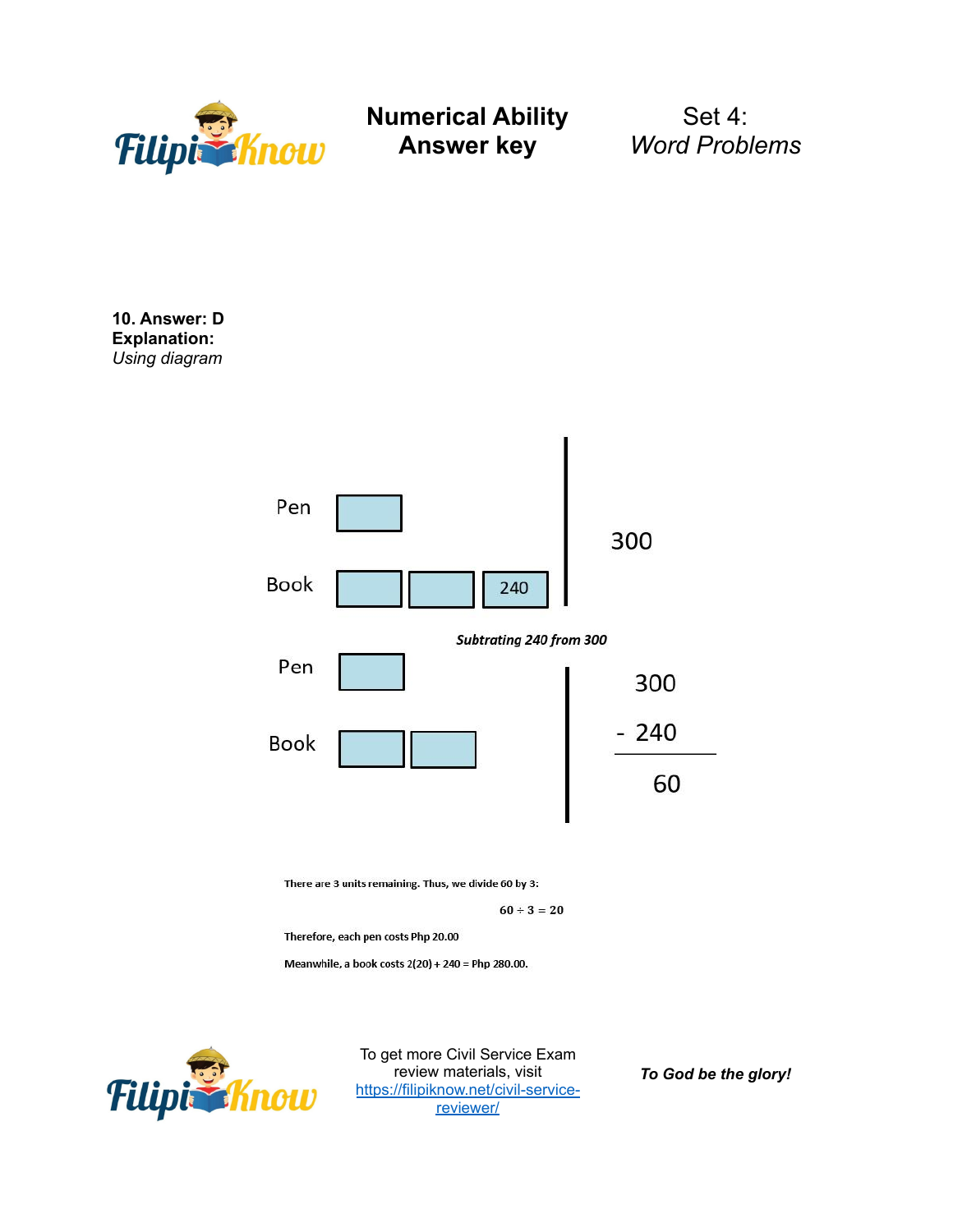**10. Answer: D**
**Explanation:**
*Using diagram*

Pen [ ]

Book [ ] [ ] [240]

300

***Subtrating 240 from 300***

Pen [ ]

Book [ ] [ ]

$$\begin{array}{r} 300 \\ -\ 240 \\ \hline 60 \end{array}$$

There are 3 units remaining. Thus, we divide 60 by 3:

$$60 \div 3 = 20$$

Therefore, each pen costs Php 20.00

Meanwhile, a book costs 2(20) + 240 = Php 280.00.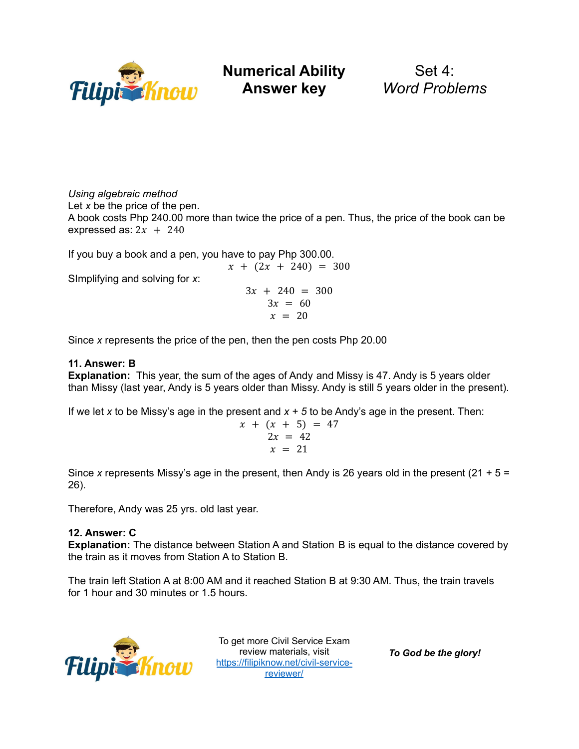*Using algebraic method*
Let *x* be the price of the pen.
A book costs Php 240.00 more than twice the price of a pen. Thus, the price of the book can be expressed as: $2x + 240$

If you buy a book and a pen, you have to pay Php 300.00.

$$x + (2x + 240) = 300$$

SImplifying and solving for *x*:

$$3x + 240 = 300$$
$$3x = 60$$
$$x = 20$$

Since *x* represents the price of the pen, then the pen costs Php 20.00

**11. Answer: B**
**Explanation:** This year, the sum of the ages of Andy and Missy is 47. Andy is 5 years older than Missy (last year, Andy is 5 years older than Missy. Andy is still 5 years older in the present).

If we let *x* to be Missy's age in the present and *x + 5* to be Andy's age in the present. Then:

$$x + (x + 5) = 47$$
$$2x = 42$$
$$x = 21$$

Since *x* represents Missy's age in the present, then Andy is 26 years old in the present (21 + 5 = 26).

Therefore, Andy was 25 yrs. old last year.

**12. Answer: C**
**Explanation:** The distance between Station A and Station B is equal to the distance covered by the train as it moves from Station A to Station B.

The train left Station A at 8:00 AM and it reached Station B at 9:30 AM. Thus, the train travels for 1 hour and 30 minutes or 1.5 hours.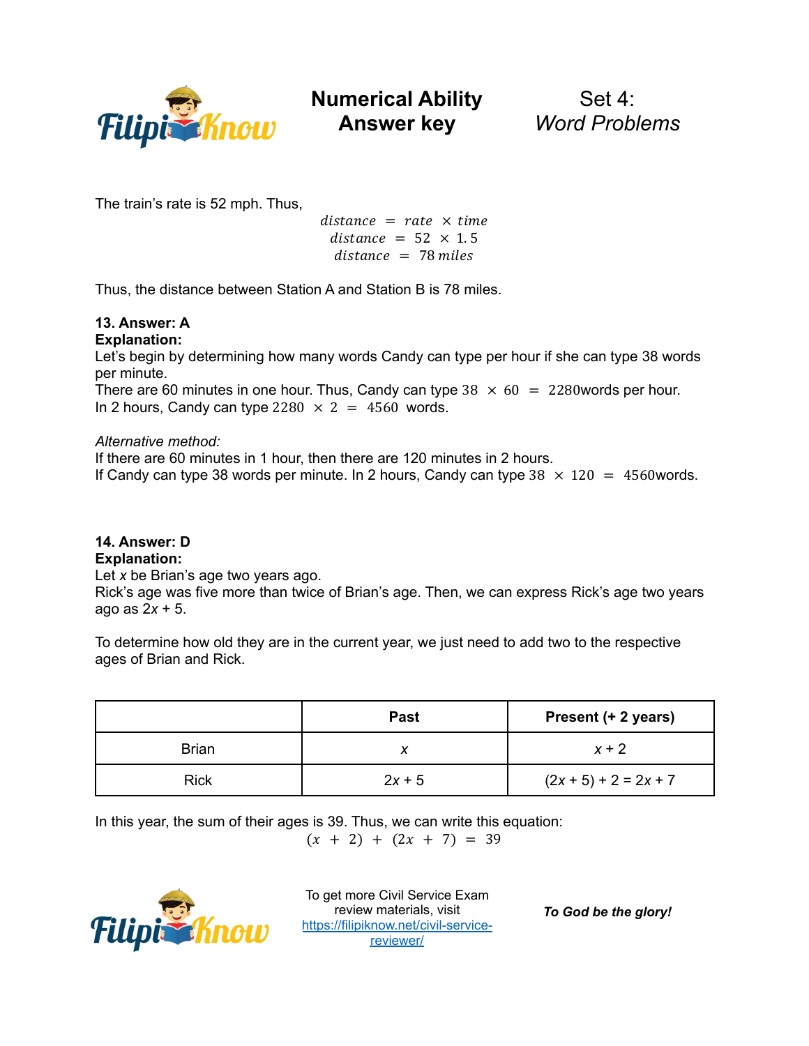The train's rate is 52 mph. Thus,

$$distance = rate \times time$$
$$distance = 52 \times 1.5$$
$$distance = 78\ miles$$

Thus, the distance between Station A and Station B is 78 miles.

**13. Answer: A**

**Explanation:**

Let's begin by determining how many words Candy can type per hour if she can type 38 words per minute.

There are 60 minutes in one hour. Thus, Candy can type $38 \times 60 = 2280$words per hour.

In 2 hours, Candy can type $2280 \times 2 = 4560$ words.

*Alternative method:*

If there are 60 minutes in 1 hour, then there are 120 minutes in 2 hours.

If Candy can type 38 words per minute. In 2 hours, Candy can type $38 \times 120 = 4560$words.

**14. Answer: D**

**Explanation:**

Let $x$ be Brian's age two years ago.

Rick's age was five more than twice of Brian's age. Then, we can express Rick's age two years ago as $2x + 5$.

To determine how old they are in the current year, we just need to add two to the respective ages of Brian and Rick.

| | Past | Present (+ 2 years) |
|---|---|---|
| Brian | $x$ | $x + 2$ |
| Rick | $2x + 5$ | $(2x + 5) + 2 = 2x + 7$ |

In this year, the sum of their ages is 39. Thus, we can write this equation:

$$(x + 2) + (2x + 7) = 39$$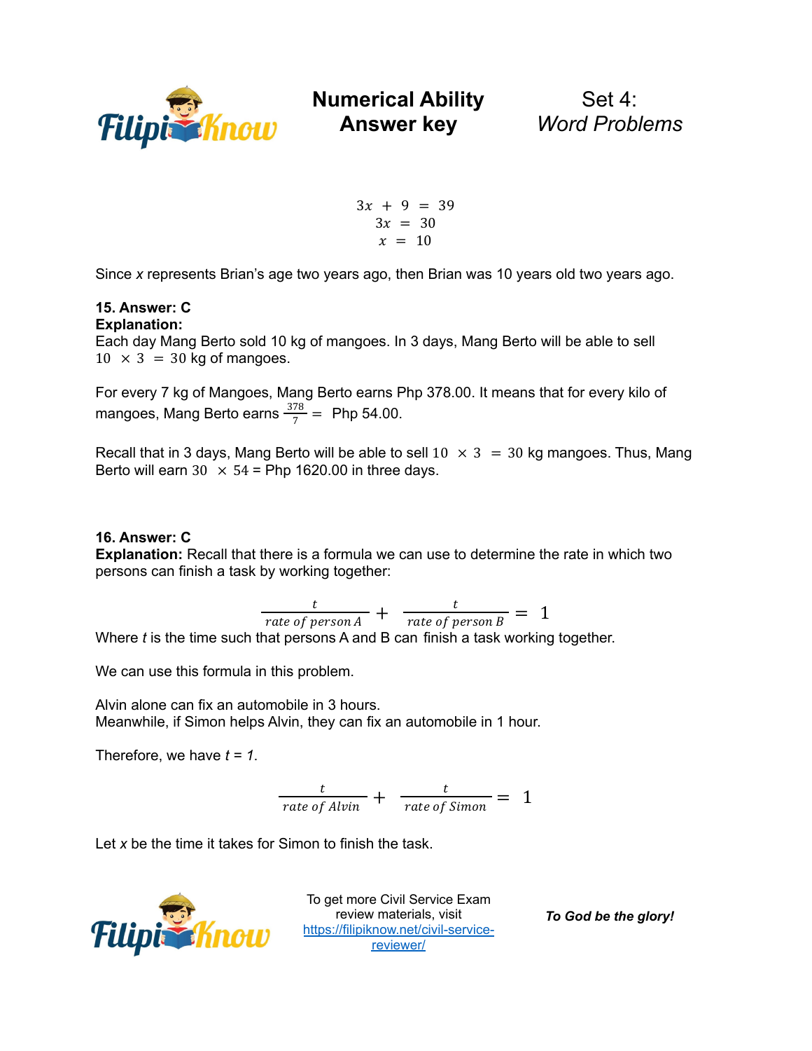$$3x + 9 = 39$$
$$3x = 30$$
$$x = 10$$

Since *x* represents Brian's age two years ago, then Brian was 10 years old two years ago.

**15. Answer: C**
**Explanation:**
Each day Mang Berto sold 10 kg of mangoes. In 3 days, Mang Berto will be able to sell $10 \times 3 = 30$ kg of mangoes.

For every 7 kg of Mangoes, Mang Berto earns Php 378.00. It means that for every kilo of mangoes, Mang Berto earns $\frac{378}{7} =$ Php 54.00.

Recall that in 3 days, Mang Berto will be able to sell $10 \times 3 = 30$ kg mangoes. Thus, Mang Berto will earn $30 \times 54$ = Php 1620.00 in three days.

**16. Answer: C**
**Explanation:** Recall that there is a formula we can use to determine the rate in which two persons can finish a task by working together:

$$\frac{t}{rate\ of\ person\ A} + \frac{t}{rate\ of\ person\ B} = 1$$

Where *t* is the time such that persons A and B can finish a task working together.

We can use this formula in this problem.

Alvin alone can fix an automobile in 3 hours.
Meanwhile, if Simon helps Alvin, they can fix an automobile in 1 hour.

Therefore, we have *t = 1*.

$$\frac{t}{rate\ of\ Alvin} + \frac{t}{rate\ of\ Simon} = 1$$

Let *x* be the time it takes for Simon to finish the task.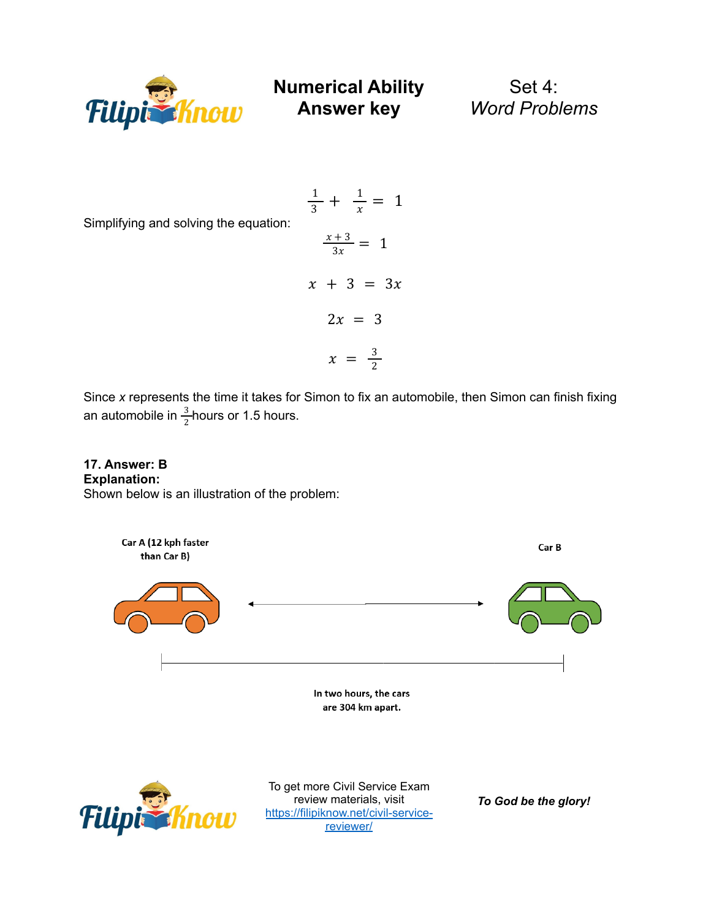Simplifying and solving the equation:

$$\frac{1}{3} + \frac{1}{x} = 1$$

$$\frac{x+3}{3x} = 1$$

$$x + 3 = 3x$$

$$2x = 3$$

$$x = \frac{3}{2}$$

Since $x$ represents the time it takes for Simon to fix an automobile, then Simon can finish fixing an automobile in $\frac{3}{2}$ hours or 1.5 hours.

**17. Answer: B**
**Explanation:**
Shown below is an illustration of the problem:

Car A (12 kph faster than Car B)

Car B

In two hours, the cars are 304 km apart.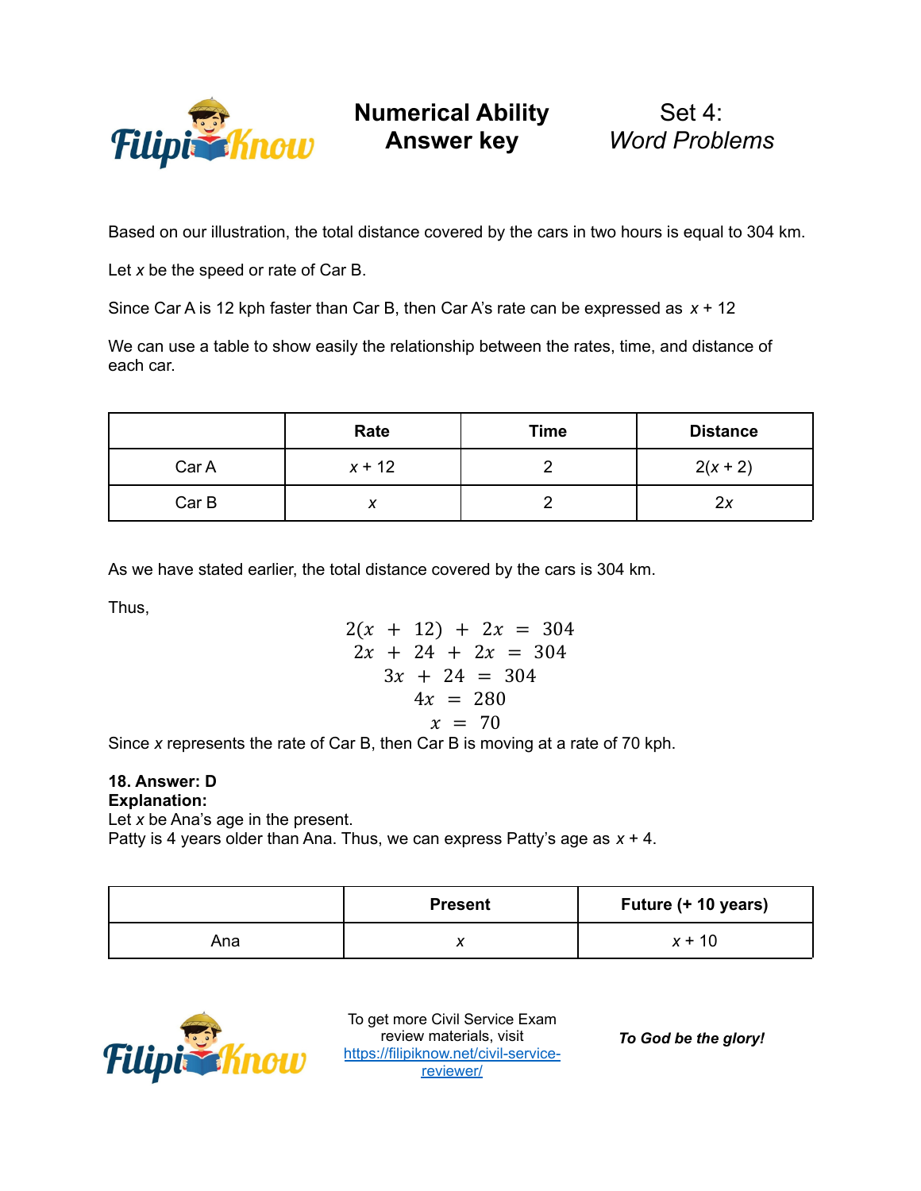Based on our illustration, the total distance covered by the cars in two hours is equal to 304 km.

Let $x$ be the speed or rate of Car B.

Since Car A is 12 kph faster than Car B, then Car A's rate can be expressed as $x + 12$

We can use a table to show easily the relationship between the rates, time, and distance of each car.

| | Rate | Time | Distance |
|---|---|---|---|
| Car A | $x + 12$ | 2 | $2(x + 2)$ |
| Car B | $x$ | 2 | $2x$ |

As we have stated earlier, the total distance covered by the cars is 304 km.

Thus,

$$2(x + 12) + 2x = 304$$
$$2x + 24 + 2x = 304$$
$$3x + 24 = 304$$
$$4x = 280$$
$$x = 70$$

Since $x$ represents the rate of Car B, then Car B is moving at a rate of 70 kph.

**18. Answer: D**
**Explanation:**
Let $x$ be Ana's age in the present.
Patty is 4 years older than Ana. Thus, we can express Patty's age as $x + 4$.

| | Present | Future (+ 10 years) |
|---|---|---|
| Ana | $x$ | $x + 10$ |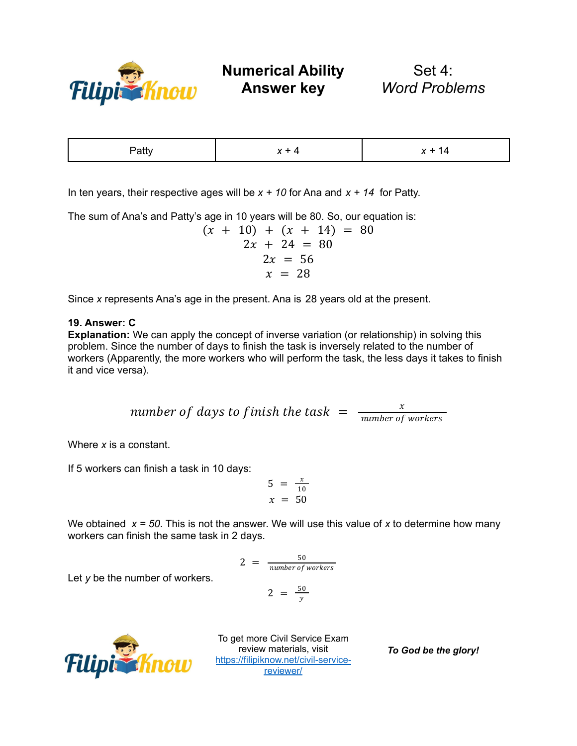| Patty | $x + 4$ | $x + 14$ |
|---|---|---|

In ten years, their respective ages will be $x + 10$ for Ana and $x + 14$ for Patty.

The sum of Ana's and Patty's age in 10 years will be 80. So, our equation is:

$$(x + 10) + (x + 14) = 80$$
$$2x + 24 = 80$$
$$2x = 56$$
$$x = 28$$

Since $x$ represents Ana's age in the present. Ana is 28 years old at the present.

**19. Answer: C**

**Explanation:** We can apply the concept of inverse variation (or relationship) in solving this problem. Since the number of days to finish the task is inversely related to the number of workers (Apparently, the more workers who will perform the task, the less days it takes to finish it and vice versa).

$$number\ of\ days\ to\ finish\ the\ task = \frac{x}{number\ of\ workers}$$

Where $x$ is a constant.

If 5 workers can finish a task in 10 days:

$$5 = \frac{x}{10}$$
$$x = 50$$

We obtained $x = 50$. This is not the answer. We will use this value of $x$ to determine how many workers can finish the same task in 2 days.

$$2 = \frac{50}{number\ of\ workers}$$

Let $y$ be the number of workers.

$$2 = \frac{50}{y}$$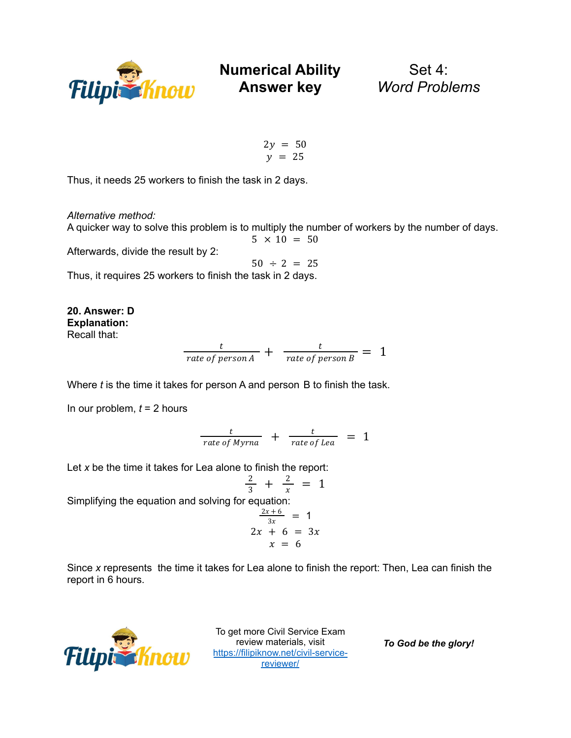$$2y = 50$$
$$y = 25$$

Thus, it needs 25 workers to finish the task in 2 days.

*Alternative method:*
A quicker way to solve this problem is to multiply the number of workers by the number of days.

$$5 \times 10 = 50$$

Afterwards, divide the result by 2:

$$50 \div 2 = 25$$

Thus, it requires 25 workers to finish the task in 2 days.

**20. Answer: D**
**Explanation:**
Recall that:

$$\frac{t}{rate\ of\ person\ A} + \frac{t}{rate\ of\ person\ B} = 1$$

Where *t* is the time it takes for person A and person B to finish the task.

In our problem, *t* = 2 hours

$$\frac{t}{rate\ of\ Myrna} + \frac{t}{rate\ of\ Lea} = 1$$

Let *x* be the time it takes for Lea alone to finish the report:

$$\frac{2}{3} + \frac{2}{x} = 1$$

Simplifying the equation and solving for equation:

$$\frac{2x + 6}{3x} = 1$$
$$2x + 6 = 3x$$
$$x = 6$$

Since *x* represents the time it takes for Lea alone to finish the report: Then, Lea can finish the report in 6 hours.